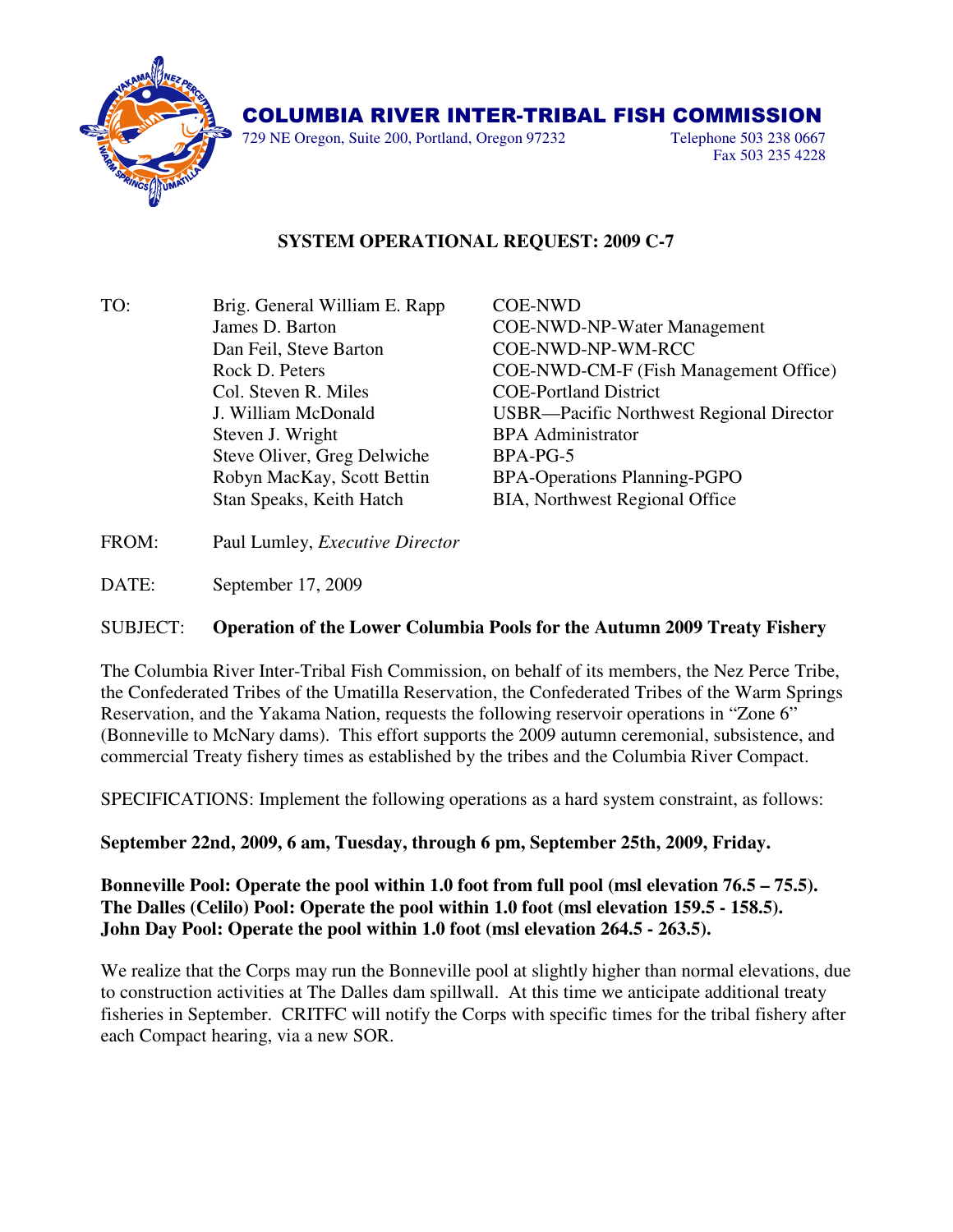# COLUMBIA RIVER INTER-TRIBAL FISH COMMISSION

729 NE Oregon, Suite 200, Portland, Oregon 97232 Telephone 503 238 0667
Fax 503 235 4228

## SYSTEM OPERATIONAL REQUEST: 2009 C-7

| | | |
|---|---|---|
| TO: | Brig. General William E. Rapp | COE-NWD |
| | James D. Barton | COE-NWD-NP-Water Management |
| | Dan Feil, Steve Barton | COE-NWD-NP-WM-RCC |
| | Rock D. Peters | COE-NWD-CM-F (Fish Management Office) |
| | Col. Steven R. Miles | COE-Portland District |
| | J. William McDonald | USBR—Pacific Northwest Regional Director |
| | Steven J. Wright | BPA Administrator |
| | Steve Oliver, Greg Delwiche | BPA-PG-5 |
| | Robyn MacKay, Scott Bettin | BPA-Operations Planning-PGPO |
| | Stan Speaks, Keith Hatch | BIA, Northwest Regional Office |

FROM: Paul Lumley, *Executive Director*

DATE: September 17, 2009

SUBJECT: **Operation of the Lower Columbia Pools for the Autumn 2009 Treaty Fishery**

The Columbia River Inter-Tribal Fish Commission, on behalf of its members, the Nez Perce Tribe, the Confederated Tribes of the Umatilla Reservation, the Confederated Tribes of the Warm Springs Reservation, and the Yakama Nation, requests the following reservoir operations in "Zone 6" (Bonneville to McNary dams). This effort supports the 2009 autumn ceremonial, subsistence, and commercial Treaty fishery times as established by the tribes and the Columbia River Compact.

SPECIFICATIONS: Implement the following operations as a hard system constraint, as follows:

**September 22nd, 2009, 6 am, Tuesday, through 6 pm, September 25th, 2009, Friday.**

**Bonneville Pool: Operate the pool within 1.0 foot from full pool (msl elevation 76.5 – 75.5).**
**The Dalles (Celilo) Pool: Operate the pool within 1.0 foot (msl elevation 159.5 - 158.5).**
**John Day Pool: Operate the pool within 1.0 foot (msl elevation 264.5 - 263.5).**

We realize that the Corps may run the Bonneville pool at slightly higher than normal elevations, due to construction activities at The Dalles dam spillwall. At this time we anticipate additional treaty fisheries in September. CRITFC will notify the Corps with specific times for the tribal fishery after each Compact hearing, via a new SOR.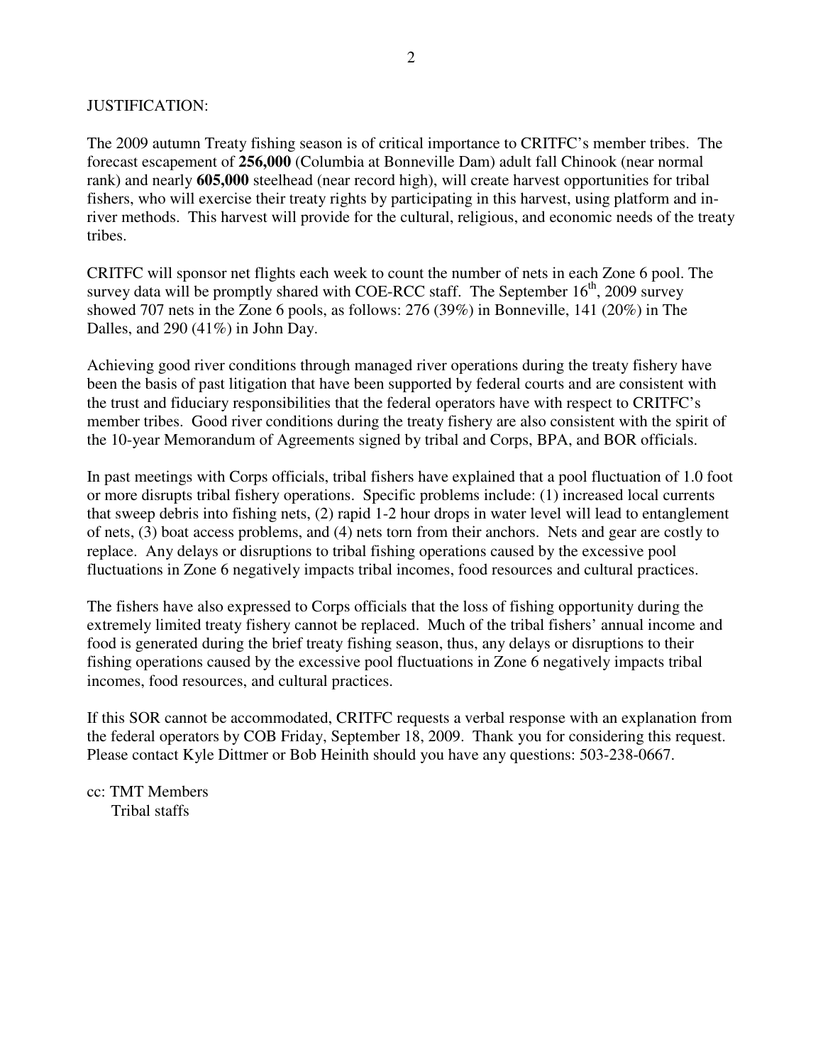JUSTIFICATION:

The 2009 autumn Treaty fishing season is of critical importance to CRITFC's member tribes. The forecast escapement of **256,000** (Columbia at Bonneville Dam) adult fall Chinook (near normal rank) and nearly **605,000** steelhead (near record high), will create harvest opportunities for tribal fishers, who will exercise their treaty rights by participating in this harvest, using platform and in-river methods. This harvest will provide for the cultural, religious, and economic needs of the treaty tribes.

CRITFC will sponsor net flights each week to count the number of nets in each Zone 6 pool. The survey data will be promptly shared with COE-RCC staff. The September 16th, 2009 survey showed 707 nets in the Zone 6 pools, as follows: 276 (39%) in Bonneville, 141 (20%) in The Dalles, and 290 (41%) in John Day.

Achieving good river conditions through managed river operations during the treaty fishery have been the basis of past litigation that have been supported by federal courts and are consistent with the trust and fiduciary responsibilities that the federal operators have with respect to CRITFC's member tribes. Good river conditions during the treaty fishery are also consistent with the spirit of the 10-year Memorandum of Agreements signed by tribal and Corps, BPA, and BOR officials.

In past meetings with Corps officials, tribal fishers have explained that a pool fluctuation of 1.0 foot or more disrupts tribal fishery operations. Specific problems include: (1) increased local currents that sweep debris into fishing nets, (2) rapid 1-2 hour drops in water level will lead to entanglement of nets, (3) boat access problems, and (4) nets torn from their anchors. Nets and gear are costly to replace. Any delays or disruptions to tribal fishing operations caused by the excessive pool fluctuations in Zone 6 negatively impacts tribal incomes, food resources and cultural practices.

The fishers have also expressed to Corps officials that the loss of fishing opportunity during the extremely limited treaty fishery cannot be replaced. Much of the tribal fishers' annual income and food is generated during the brief treaty fishing season, thus, any delays or disruptions to their fishing operations caused by the excessive pool fluctuations in Zone 6 negatively impacts tribal incomes, food resources, and cultural practices.

If this SOR cannot be accommodated, CRITFC requests a verbal response with an explanation from the federal operators by COB Friday, September 18, 2009. Thank you for considering this request. Please contact Kyle Dittmer or Bob Heinith should you have any questions: 503-238-0667.

cc: TMT Members
Tribal staffs